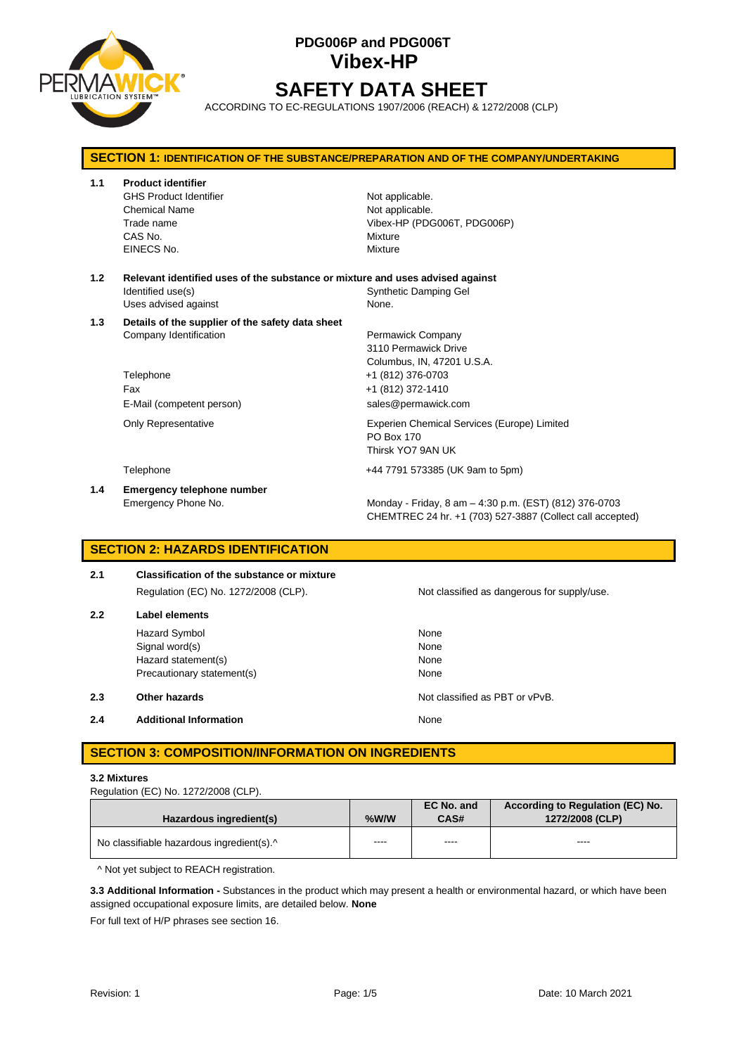# PDG006P and PDG006T
# Vibex-HP
# SAFETY DATA SHEET

ACCORDING TO EC-REGULATIONS 1907/2006 (REACH) & 1272/2008 (CLP)

## SECTION 1: IDENTIFICATION OF THE SUBSTANCE/PREPARATION AND OF THE COMPANY/UNDERTAKING

**1.1 Product identifier**

| | |
|---|---|
| GHS Product Identifier | Not applicable. |
| Chemical Name | Not applicable. |
| Trade name | Vibex-HP (PDG006T, PDG006P) |
| CAS No. | Mixture |
| EINECS No. | Mixture |

**1.2 Relevant identified uses of the substance or mixture and uses advised against**

| | |
|---|---|
| Identified use(s) | Synthetic Damping Gel |
| Uses advised against | None. |

**1.3 Details of the supplier of the safety data sheet**

| | |
|---|---|
| Company Identification | Permawick Company<br>3110 Permawick Drive<br>Columbus, IN, 47201 U.S.A. |
| Telephone | +1 (812) 376-0703 |
| Fax | +1 (812) 372-1410 |
| E-Mail (competent person) | sales@permawick.com |
| Only Representative | Experien Chemical Services (Europe) Limited<br>PO Box 170<br>Thirsk YO7 9AN UK |
| Telephone | +44 7791 573385 (UK 9am to 5pm) |

**1.4 Emergency telephone number**

| | |
|---|---|
| Emergency Phone No. | Monday - Friday, 8 am – 4:30 p.m. (EST) (812) 376-0703<br>CHEMTREC 24 hr. +1 (703) 527-3887 (Collect call accepted) |

## SECTION 2: HAZARDS IDENTIFICATION

**2.1 Classification of the substance or mixture**

| | |
|---|---|
| Regulation (EC) No. 1272/2008 (CLP). | Not classified as dangerous for supply/use. |

**2.2 Label elements**

| | |
|---|---|
| Hazard Symbol | None |
| Signal word(s) | None |
| Hazard statement(s) | None |
| Precautionary statement(s) | None |

**2.3 Other hazards** — Not classified as PBT or vPvB.

**2.4 Additional Information** — None

## SECTION 3: COMPOSITION/INFORMATION ON INGREDIENTS

**3.2 Mixtures**

Regulation (EC) No. 1272/2008 (CLP).

| Hazardous ingredient(s) | %W/W | EC No. and CAS# | According to Regulation (EC) No. 1272/2008 (CLP) |
|---|---|---|---|
| No classifiable hazardous ingredient(s).^ | ---- | ---- | ---- |

^ Not yet subject to REACH registration.

**3.3 Additional Information -** Substances in the product which may present a health or environmental hazard, or which have been assigned occupational exposure limits, are detailed below. **None**

For full text of H/P phrases see section 16.

Revision: 1 Date: 10 March 2021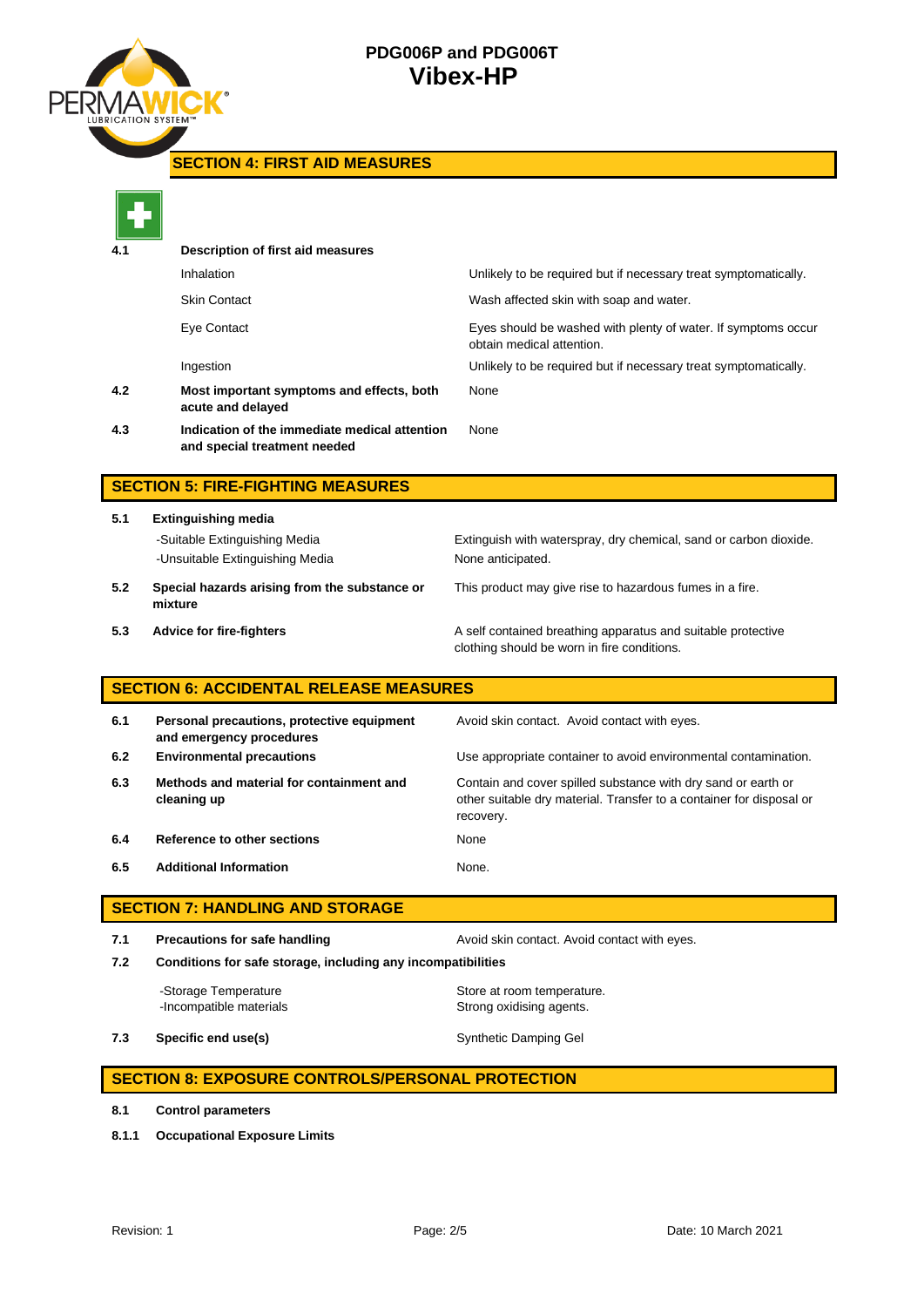## SECTION 4: FIRST AID MEASURES

| | | |
|---|---|---|
| **4.1** | **Description of first aid measures** | |
| | Inhalation | Unlikely to be required but if necessary treat symptomatically. |
| | Skin Contact | Wash affected skin with soap and water. |
| | Eye Contact | Eyes should be washed with plenty of water. If symptoms occur obtain medical attention. |
| | Ingestion | Unlikely to be required but if necessary treat symptomatically. |
| **4.2** | **Most important symptoms and effects, both acute and delayed** | None |
| **4.3** | **Indication of the immediate medical attention and special treatment needed** | None |

## SECTION 5: FIRE-FIGHTING MEASURES

| | | |
|---|---|---|
| **5.1** | **Extinguishing media** | |
| | -Suitable Extinguishing Media | Extinguish with waterspray, dry chemical, sand or carbon dioxide. |
| | -Unsuitable Extinguishing Media | None anticipated. |
| **5.2** | **Special hazards arising from the substance or mixture** | This product may give rise to hazardous fumes in a fire. |
| **5.3** | **Advice for fire-fighters** | A self contained breathing apparatus and suitable protective clothing should be worn in fire conditions. |

## SECTION 6: ACCIDENTAL RELEASE MEASURES

| | | |
|---|---|---|
| **6.1** | **Personal precautions, protective equipment and emergency procedures** | Avoid skin contact. Avoid contact with eyes. |
| **6.2** | **Environmental precautions** | Use appropriate container to avoid environmental contamination. |
| **6.3** | **Methods and material for containment and cleaning up** | Contain and cover spilled substance with dry sand or earth or other suitable dry material. Transfer to a container for disposal or recovery. |
| **6.4** | **Reference to other sections** | None |
| **6.5** | **Additional Information** | None. |

## SECTION 7: HANDLING AND STORAGE

| | | |
|---|---|---|
| **7.1** | **Precautions for safe handling** | Avoid skin contact. Avoid contact with eyes. |
| **7.2** | **Conditions for safe storage, including any incompatibilities** | |
| | -Storage Temperature | Store at room temperature. |
| | -Incompatible materials | Strong oxidising agents. |
| **7.3** | **Specific end use(s)** | Synthetic Damping Gel |

## SECTION 8: EXPOSURE CONTROLS/PERSONAL PROTECTION

**8.1** **Control parameters**

**8.1.1** **Occupational Exposure Limits**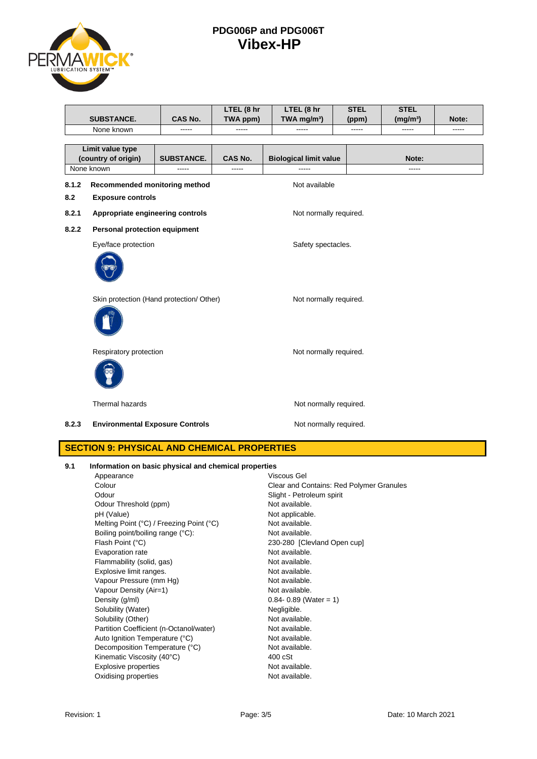| SUBSTANCE. | CAS No. | LTEL (8 hr TWA ppm) | LTEL (8 hr TWA mg/m³) | STEL (ppm) | STEL (mg/m³) | Note: |
|---|---|---|---|---|---|---|
| None known | ----- | ----- | ----- | ----- | ----- | ----- |

| Limit value type (country of origin) | SUBSTANCE. | CAS No. | Biological limit value | Note: |
|---|---|---|---|---|
| None known | ----- | ----- | ----- | ----- |

**8.1.2 Recommended monitoring method** — Not available

**8.2 Exposure controls**

**8.2.1 Appropriate engineering controls** — Not normally required.

**8.2.2 Personal protection equipment**

Eye/face protection — Safety spectacles.

Skin protection (Hand protection/ Other) — Not normally required.

Respiratory protection — Not normally required.

Thermal hazards — Not normally required.

**8.2.3 Environmental Exposure Controls** — Not normally required.

## SECTION 9: PHYSICAL AND CHEMICAL PROPERTIES

**9.1 Information on basic physical and chemical properties**

| Property | Value |
|---|---|
| Appearance | Viscous Gel |
| Colour | Clear and Contains: Red Polymer Granules |
| Odour | Slight - Petroleum spirit |
| Odour Threshold (ppm) | Not available. |
| pH (Value) | Not applicable. |
| Melting Point (°C) / Freezing Point (°C) | Not available. |
| Boiling point/boiling range (°C): | Not available. |
| Flash Point (°C) | 230-280 [Clevland Open cup] |
| Evaporation rate | Not available. |
| Flammability (solid, gas) | Not available. |
| Explosive limit ranges. | Not available. |
| Vapour Pressure (mm Hg) | Not available. |
| Vapour Density (Air=1) | Not available. |
| Density (g/ml) | 0.84- 0.89 (Water = 1) |
| Solubility (Water) | Negligible. |
| Solubility (Other) | Not available. |
| Partition Coefficient (n-Octanol/water) | Not available. |
| Auto Ignition Temperature (°C) | Not available. |
| Decomposition Temperature (°C) | Not available. |
| Kinematic Viscosity (40°C) | 400 cSt |
| Explosive properties | Not available. |
| Oxidising properties | Not available. |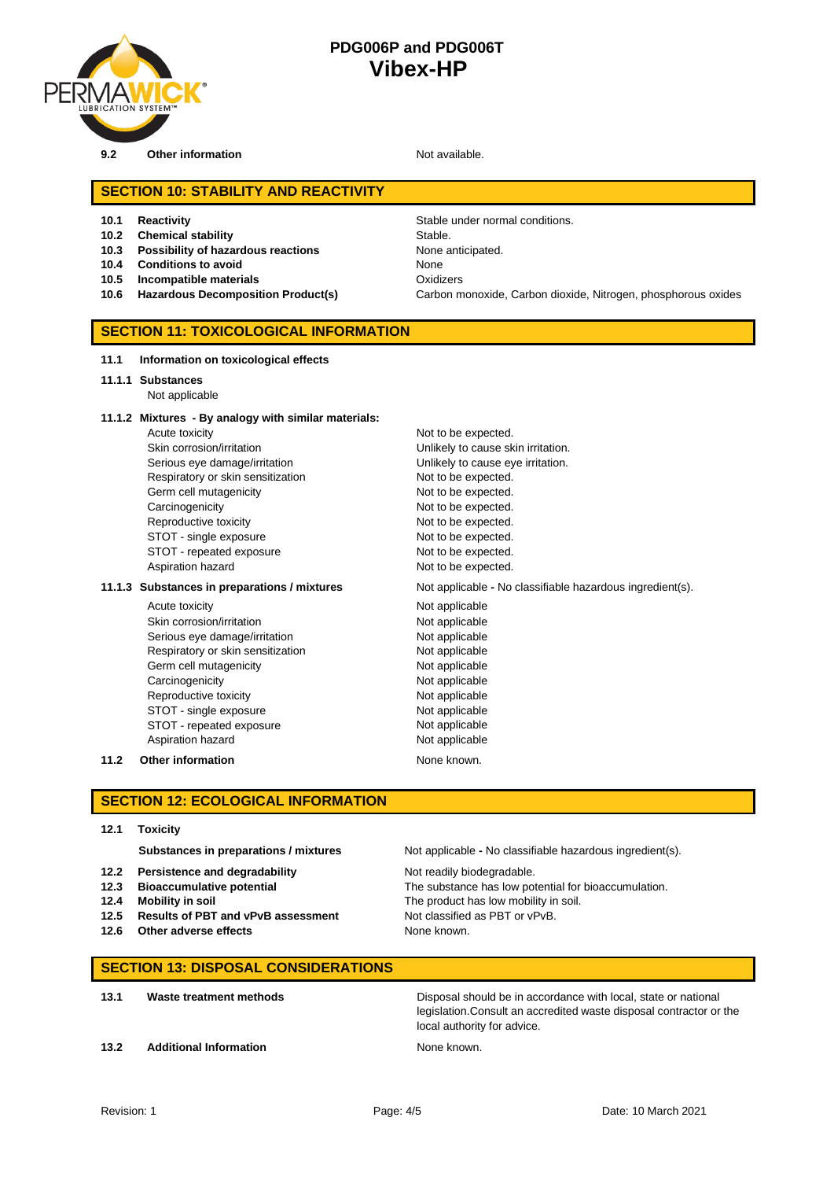| | | |
|---|---|---|
| **9.2** | **Other information** | Not available. |

## SECTION 10: STABILITY AND REACTIVITY

| | | |
|---|---|---|
| **10.1** | **Reactivity** | Stable under normal conditions. |
| **10.2** | **Chemical stability** | Stable. |
| **10.3** | **Possibility of hazardous reactions** | None anticipated. |
| **10.4** | **Conditions to avoid** | None |
| **10.5** | **Incompatible materials** | Oxidizers |
| **10.6** | **Hazardous Decomposition Product(s)** | Carbon monoxide, Carbon dioxide, Nitrogen, phosphorous oxides |

## SECTION 11: TOXICOLOGICAL INFORMATION

**11.1 Information on toxicological effects**

**11.1.1 Substances**

Not applicable

**11.1.2 Mixtures - By analogy with similar materials:**

| | |
|---|---|
| Acute toxicity | Not to be expected. |
| Skin corrosion/irritation | Unlikely to cause skin irritation. |
| Serious eye damage/irritation | Unlikely to cause eye irritation. |
| Respiratory or skin sensitization | Not to be expected. |
| Germ cell mutagenicity | Not to be expected. |
| Carcinogenicity | Not to be expected. |
| Reproductive toxicity | Not to be expected. |
| STOT - single exposure | Not to be expected. |
| STOT - repeated exposure | Not to be expected. |
| Aspiration hazard | Not to be expected. |

**11.1.3 Substances in preparations / mixtures** — Not applicable **-** No classifiable hazardous ingredient(s).

| | |
|---|---|
| Acute toxicity | Not applicable |
| Skin corrosion/irritation | Not applicable |
| Serious eye damage/irritation | Not applicable |
| Respiratory or skin sensitization | Not applicable |
| Germ cell mutagenicity | Not applicable |
| Carcinogenicity | Not applicable |
| Reproductive toxicity | Not applicable |
| STOT - single exposure | Not applicable |
| STOT - repeated exposure | Not applicable |
| Aspiration hazard | Not applicable |

**11.2 Other information** — None known.

## SECTION 12: ECOLOGICAL INFORMATION

**12.1 Toxicity**

| | | |
|---|---|---|
| | **Substances in preparations / mixtures** | Not applicable **-** No classifiable hazardous ingredient(s). |
| **12.2** | **Persistence and degradability** | Not readily biodegradable. |
| **12.3** | **Bioaccumulative potential** | The substance has low potential for bioaccumulation. |
| **12.4** | **Mobility in soil** | The product has low mobility in soil. |
| **12.5** | **Results of PBT and vPvB assessment** | Not classified as PBT or vPvB. |
| **12.6** | **Other adverse effects** | None known. |

## SECTION 13: DISPOSAL CONSIDERATIONS

| | | |
|---|---|---|
| **13.1** | **Waste treatment methods** | Disposal should be in accordance with local, state or national legislation.Consult an accredited waste disposal contractor or the local authority for advice. |
| **13.2** | **Additional Information** | None known. |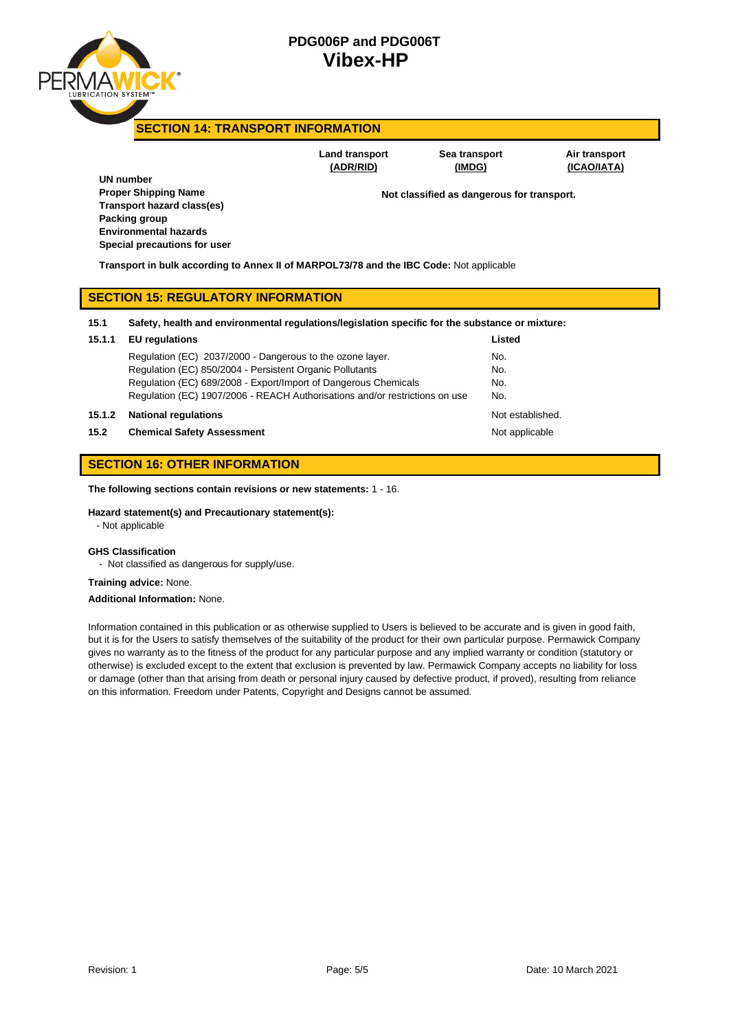## SECTION 14: TRANSPORT INFORMATION

| | Land transport (ADR/RID) | Sea transport (IMDG) | Air transport (ICAO/IATA) |
|---|---|---|---|
| **UN number** | | | |
| **Proper Shipping Name** | **Not classified as dangerous for transport.** | | |
| **Transport hazard class(es)** | | | |
| **Packing group** | | | |
| **Environmental hazards** | | | |
| **Special precautions for user** | | | |

**Transport in bulk according to Annex II of MARPOL73/78 and the IBC Code:** Not applicable

## SECTION 15: REGULATORY INFORMATION

**15.1 Safety, health and environmental regulations/legislation specific for the substance or mixture:**

| | | |
|---|---|---|
| **15.1.1** | **EU regulations** | **Listed** |
| | Regulation (EC) 2037/2000 - Dangerous to the ozone layer. | No. |
| | Regulation (EC) 850/2004 - Persistent Organic Pollutants | No. |
| | Regulation (EC) 689/2008 - Export/Import of Dangerous Chemicals | No. |
| | Regulation (EC) 1907/2006 - REACH Authorisations and/or restrictions on use | No. |
| **15.1.2** | **National regulations** | Not established. |
| **15.2** | **Chemical Safety Assessment** | Not applicable |

## SECTION 16: OTHER INFORMATION

**The following sections contain revisions or new statements:** 1 - 16.

**Hazard statement(s) and Precautionary statement(s):**

- Not applicable

**GHS Classification**

- Not classified as dangerous for supply/use.

**Training advice:** None.

**Additional Information:** None.

Information contained in this publication or as otherwise supplied to Users is believed to be accurate and is given in good faith, but it is for the Users to satisfy themselves of the suitability of the product for their own particular purpose. Permawick Company gives no warranty as to the fitness of the product for any particular purpose and any implied warranty or condition (statutory or otherwise) is excluded except to the extent that exclusion is prevented by law. Permawick Company accepts no liability for loss or damage (other than that arising from death or personal injury caused by defective product, if proved), resulting from reliance on this information. Freedom under Patents, Copyright and Designs cannot be assumed.